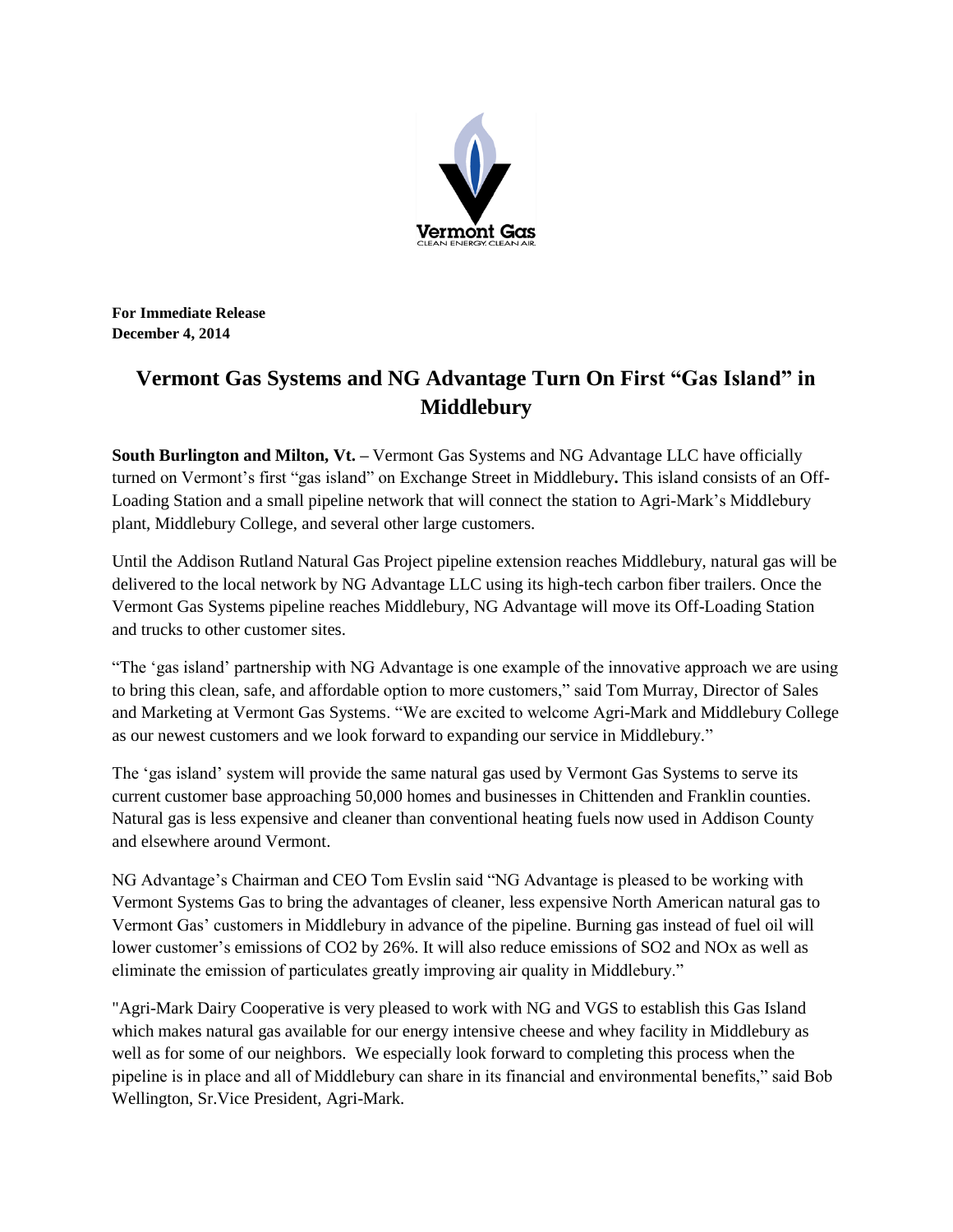Vermont Gas
CLEAN ENERGY. CLEAN AIR.

**For Immediate Release**
**December 4, 2014**

# Vermont Gas Systems and NG Advantage Turn On First "Gas Island" in Middlebury

**South Burlington and Milton, Vt. –** Vermont Gas Systems and NG Advantage LLC have officially turned on Vermont's first "gas island" on Exchange Street in Middlebury**.** This island consists of an Off-Loading Station and a small pipeline network that will connect the station to Agri-Mark's Middlebury plant, Middlebury College, and several other large customers.

Until the Addison Rutland Natural Gas Project pipeline extension reaches Middlebury, natural gas will be delivered to the local network by NG Advantage LLC using its high-tech carbon fiber trailers. Once the Vermont Gas Systems pipeline reaches Middlebury, NG Advantage will move its Off-Loading Station and trucks to other customer sites.

"The 'gas island' partnership with NG Advantage is one example of the innovative approach we are using to bring this clean, safe, and affordable option to more customers," said Tom Murray, Director of Sales and Marketing at Vermont Gas Systems. "We are excited to welcome Agri-Mark and Middlebury College as our newest customers and we look forward to expanding our service in Middlebury."

The 'gas island' system will provide the same natural gas used by Vermont Gas Systems to serve its current customer base approaching 50,000 homes and businesses in Chittenden and Franklin counties. Natural gas is less expensive and cleaner than conventional heating fuels now used in Addison County and elsewhere around Vermont.

NG Advantage's Chairman and CEO Tom Evslin said "NG Advantage is pleased to be working with Vermont Systems Gas to bring the advantages of cleaner, less expensive North American natural gas to Vermont Gas' customers in Middlebury in advance of the pipeline. Burning gas instead of fuel oil will lower customer's emissions of $CO_2$ by 26%. It will also reduce emissions of $SO_2$ and $NO_x$ as well as eliminate the emission of particulates greatly improving air quality in Middlebury."

"Agri-Mark Dairy Cooperative is very pleased to work with NG and VGS to establish this Gas Island which makes natural gas available for our energy intensive cheese and whey facility in Middlebury as well as for some of our neighbors. We especially look forward to completing this process when the pipeline is in place and all of Middlebury can share in its financial and environmental benefits," said Bob Wellington, Sr.Vice President, Agri-Mark.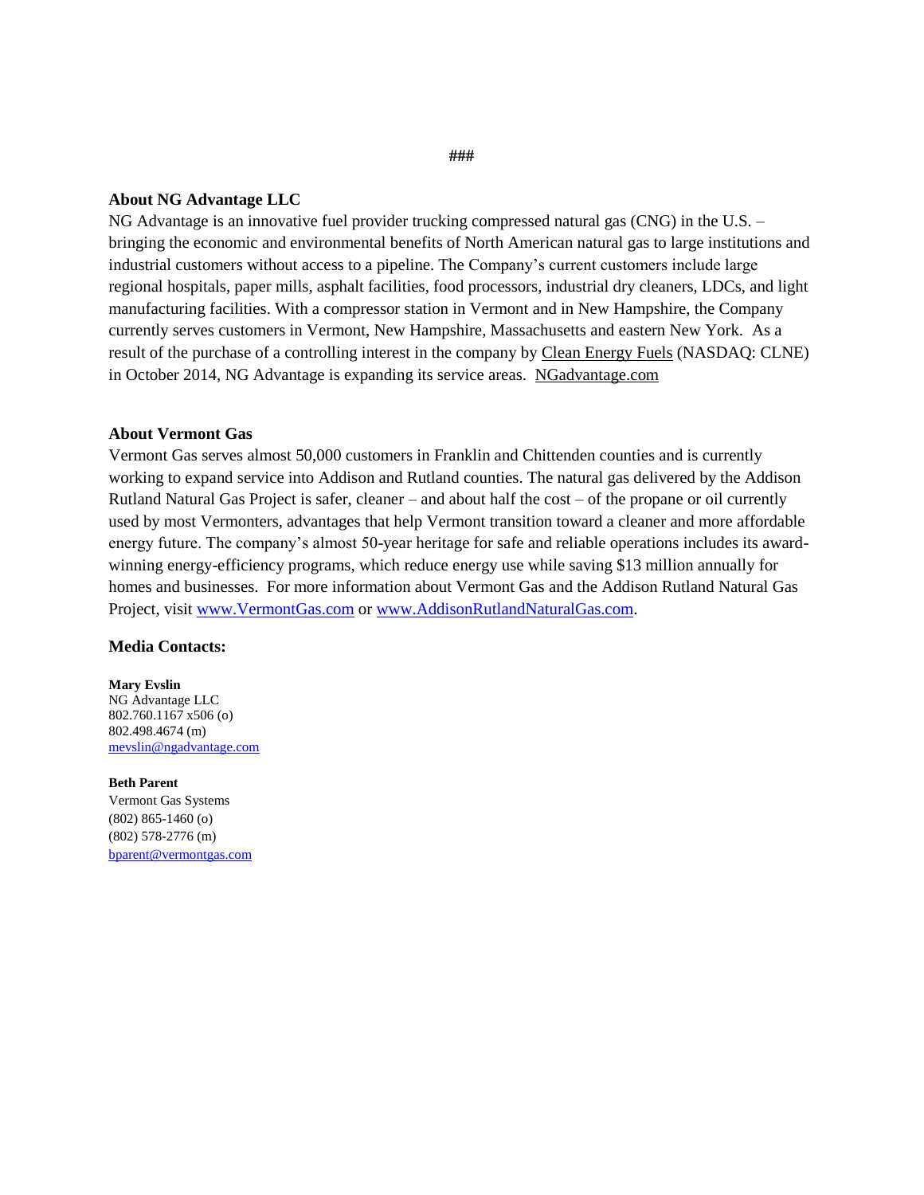###

**About NG Advantage LLC**

NG Advantage is an innovative fuel provider trucking compressed natural gas (CNG) in the U.S. – bringing the economic and environmental benefits of North American natural gas to large institutions and industrial customers without access to a pipeline. The Company's current customers include large regional hospitals, paper mills, asphalt facilities, food processors, industrial dry cleaners, LDCs, and light manufacturing facilities. With a compressor station in Vermont and in New Hampshire, the Company currently serves customers in Vermont, New Hampshire, Massachusetts and eastern New York. As a result of the purchase of a controlling interest in the company by Clean Energy Fuels (NASDAQ: CLNE) in October 2014, NG Advantage is expanding its service areas. NGadvantage.com

**About Vermont Gas**

Vermont Gas serves almost 50,000 customers in Franklin and Chittenden counties and is currently working to expand service into Addison and Rutland counties. The natural gas delivered by the Addison Rutland Natural Gas Project is safer, cleaner – and about half the cost – of the propane or oil currently used by most Vermonters, advantages that help Vermont transition toward a cleaner and more affordable energy future. The company's almost 50-year heritage for safe and reliable operations includes its award-winning energy-efficiency programs, which reduce energy use while saving $13 million annually for homes and businesses. For more information about Vermont Gas and the Addison Rutland Natural Gas Project, visit www.VermontGas.com or www.AddisonRutlandNaturalGas.com.

**Media Contacts:**

**Mary Evslin**
NG Advantage LLC
802.760.1167 x506 (o)
802.498.4674 (m)
mevslin@ngadvantage.com

**Beth Parent**
Vermont Gas Systems
(802) 865-1460 (o)
(802) 578-2776 (m)
bparent@vermontgas.com